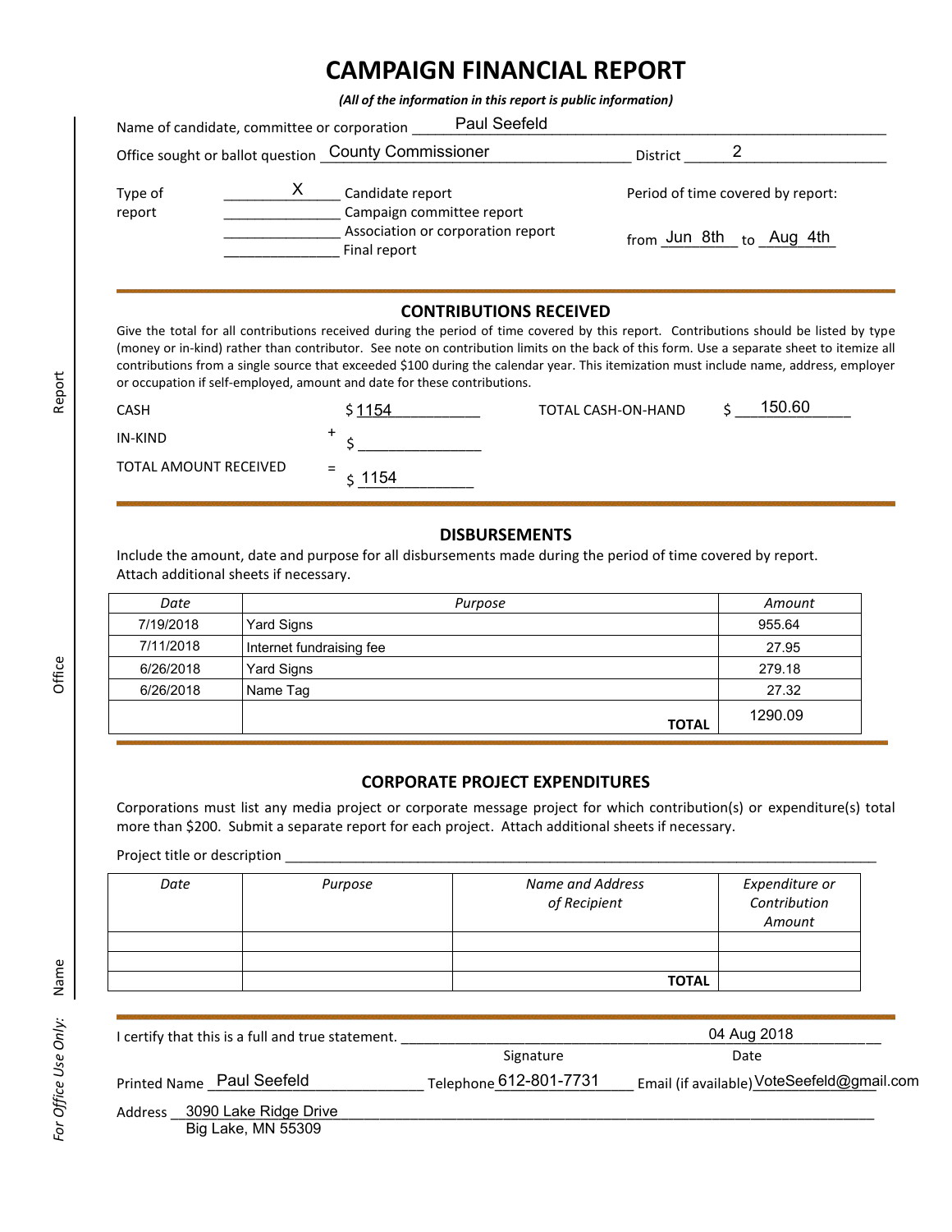# CAMPAIGN FINANCIAL REPORT

*(All of the information in this report is public information)*

Name of candidate, committee or corporation: Paul Seefeld

Office sought or ballot question: County Commissioner  District: 2

Type of report:
- X Candidate report
- ___ Campaign committee report
- ___ Association or corporation report
- ___ Final report

Period of time covered by report: from Jun 8th to Aug 4th

## CONTRIBUTIONS RECEIVED

Give the total for all contributions received during the period of time covered by this report. Contributions should be listed by type (money or in-kind) rather than contributor. See note on contribution limits on the back of this form. Use a separate sheet to itemize all contributions from a single source that exceeded $100 during the calendar year. This itemization must include name, address, employer or occupation if self-employed, amount and date for these contributions.

CASH $ 1154

IN-KIND + $ ____

TOTAL AMOUNT RECEIVED = $ 1154

TOTAL CASH-ON-HAND $ 150.60

## DISBURSEMENTS

Include the amount, date and purpose for all disbursements made during the period of time covered by report. Attach additional sheets if necessary.

| Date | Purpose | Amount |
|---|---|---|
| 7/19/2018 | Yard Signs | 955.64 |
| 7/11/2018 | Internet fundraising fee | 27.95 |
| 6/26/2018 | Yard Signs | 279.18 |
| 6/26/2018 | Name Tag | 27.32 |
| | **TOTAL** | 1290.09 |

## CORPORATE PROJECT EXPENDITURES

Corporations must list any media project or corporate message project for which contribution(s) or expenditure(s) total more than $200. Submit a separate report for each project. Attach additional sheets if necessary.

Project title or description ____

| Date | Purpose | Name and Address of Recipient | Expenditure or Contribution Amount |
|---|---|---|---|
| | | | |
| | | | |
| | | **TOTAL** | |

I certify that this is a full and true statement. ____ (Signature)  04 Aug 2018 (Date)

Printed Name: Paul Seefeld  Telephone: 612-801-7731  Email (if available): VoteSeefeld@gmail.com

Address: 3090 Lake Ridge Drive
Big Lake, MN 55309

*For Office Use Only:* Name ____ Office ____ Report ____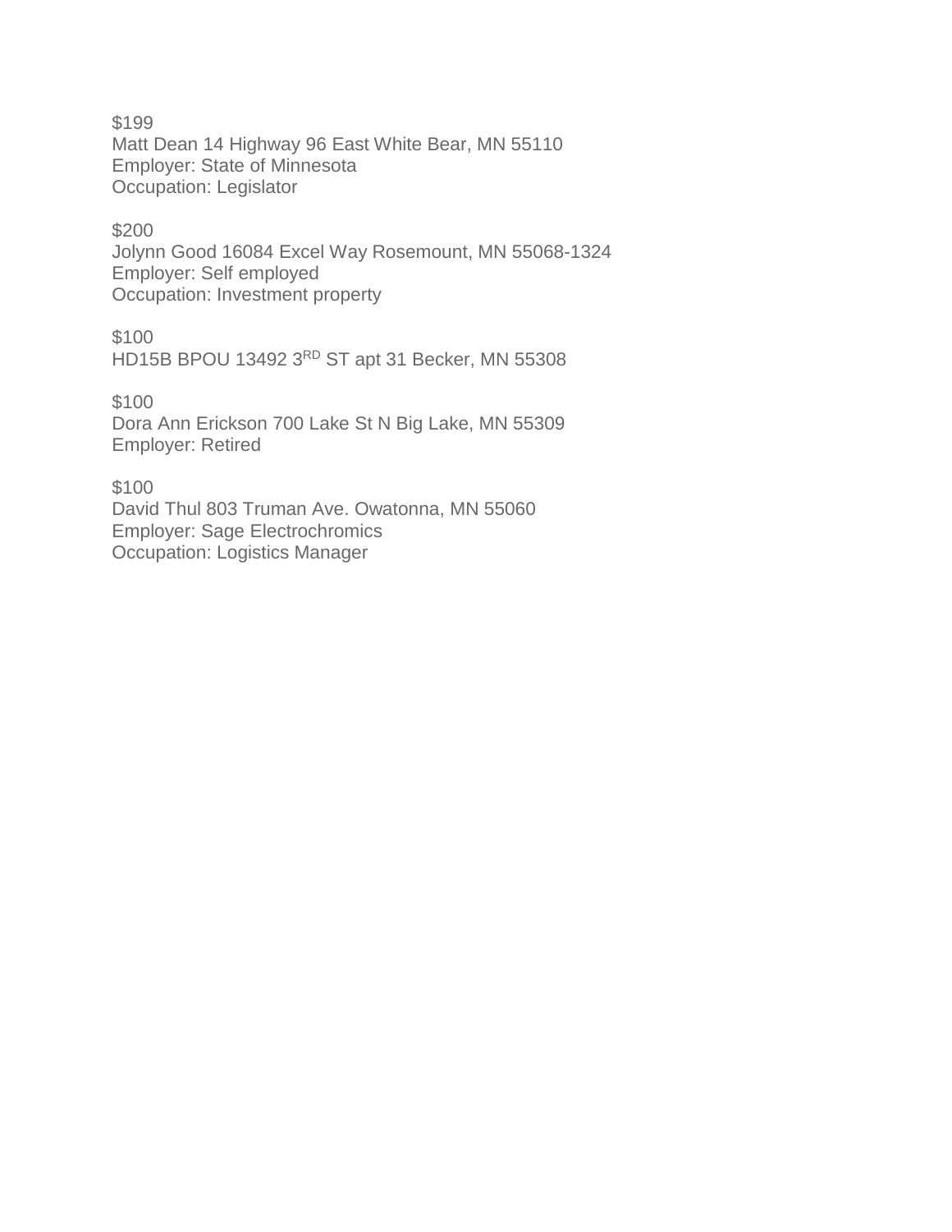$199
Matt Dean 14 Highway 96 East White Bear, MN 55110
Employer: State of Minnesota
Occupation: Legislator

$200
Jolynn Good 16084 Excel Way Rosemount, MN 55068-1324
Employer: Self employed
Occupation: Investment property

$100
HD15B BPOU 13492 3RD ST apt 31 Becker, MN 55308

$100
Dora Ann Erickson 700 Lake St N Big Lake, MN 55309
Employer: Retired

$100
David Thul 803 Truman Ave. Owatonna, MN 55060
Employer: Sage Electrochromics
Occupation: Logistics Manager